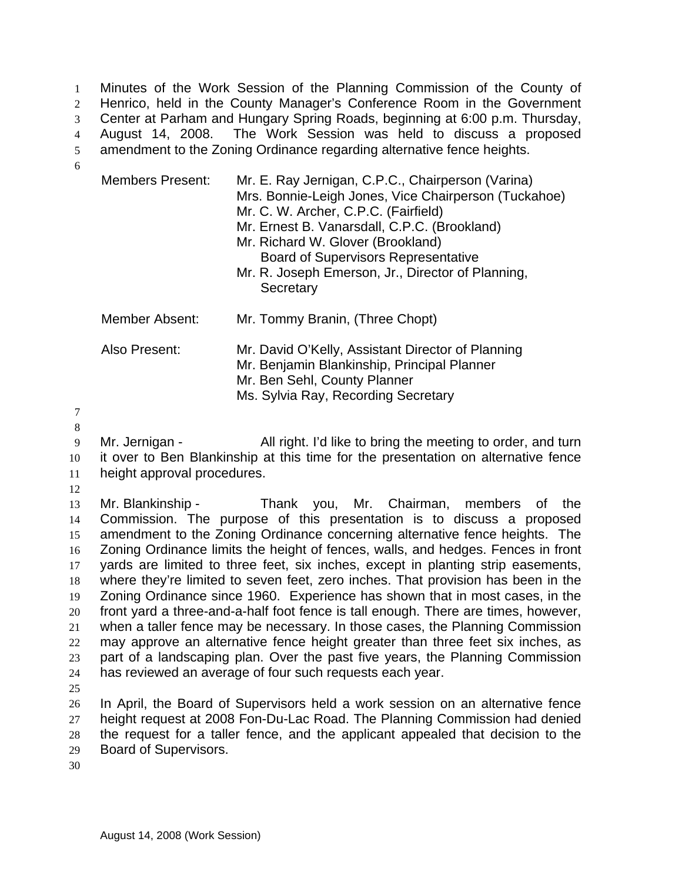Minutes of the Work Session of the Planning Commission of the County of Henrico, held in the County Manager's Conference Room in the Government Center at Parham and Hungary Spring Roads, beginning at 6:00 p.m. Thursday, August 14, 2008. The Work Session was held to discuss a proposed amendment to the Zoning Ordinance regarding alternative fence heights.

| | |
|---|---|
| Members Present: | Mr. E. Ray Jernigan, C.P.C., Chairperson (Varina)<br>Mrs. Bonnie-Leigh Jones, Vice Chairperson (Tuckahoe)<br>Mr. C. W. Archer, C.P.C. (Fairfield)<br>Mr. Ernest B. Vanarsdall, C.P.C. (Brookland)<br>Mr. Richard W. Glover (Brookland)<br>Board of Supervisors Representative<br>Mr. R. Joseph Emerson, Jr., Director of Planning,<br>Secretary |
| Member Absent: | Mr. Tommy Branin, (Three Chopt) |
| Also Present: | Mr. David O'Kelly, Assistant Director of Planning<br>Mr. Benjamin Blankinship, Principal Planner<br>Mr. Ben Sehl, County Planner<br>Ms. Sylvia Ray, Recording Secretary |

Mr. Jernigan - All right. I'd like to bring the meeting to order, and turn it over to Ben Blankinship at this time for the presentation on alternative fence height approval procedures.

Mr. Blankinship - Thank you, Mr. Chairman, members of the Commission. The purpose of this presentation is to discuss a proposed amendment to the Zoning Ordinance concerning alternative fence heights. The Zoning Ordinance limits the height of fences, walls, and hedges. Fences in front yards are limited to three feet, six inches, except in planting strip easements, where they're limited to seven feet, zero inches. That provision has been in the Zoning Ordinance since 1960. Experience has shown that in most cases, in the front yard a three-and-a-half foot fence is tall enough. There are times, however, when a taller fence may be necessary. In those cases, the Planning Commission may approve an alternative fence height greater than three feet six inches, as part of a landscaping plan. Over the past five years, the Planning Commission has reviewed an average of four such requests each year.

In April, the Board of Supervisors held a work session on an alternative fence height request at 2008 Fon-Du-Lac Road. The Planning Commission had denied the request for a taller fence, and the applicant appealed that decision to the Board of Supervisors.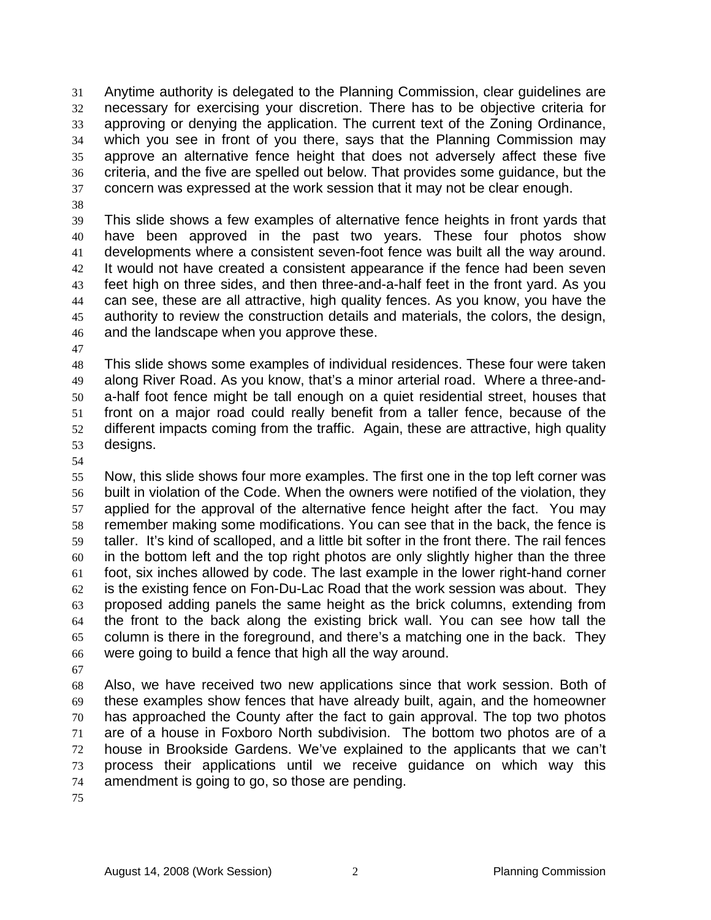Anytime authority is delegated to the Planning Commission, clear guidelines are necessary for exercising your discretion. There has to be objective criteria for approving or denying the application. The current text of the Zoning Ordinance, which you see in front of you there, says that the Planning Commission may approve an alternative fence height that does not adversely affect these five criteria, and the five are spelled out below. That provides some guidance, but the concern was expressed at the work session that it may not be clear enough.

This slide shows a few examples of alternative fence heights in front yards that have been approved in the past two years. These four photos show developments where a consistent seven-foot fence was built all the way around. It would not have created a consistent appearance if the fence had been seven feet high on three sides, and then three-and-a-half feet in the front yard. As you can see, these are all attractive, high quality fences. As you know, you have the authority to review the construction details and materials, the colors, the design, and the landscape when you approve these.

This slide shows some examples of individual residences. These four were taken along River Road. As you know, that's a minor arterial road. Where a three-and-a-half foot fence might be tall enough on a quiet residential street, houses that front on a major road could really benefit from a taller fence, because of the different impacts coming from the traffic. Again, these are attractive, high quality designs.

Now, this slide shows four more examples. The first one in the top left corner was built in violation of the Code. When the owners were notified of the violation, they applied for the approval of the alternative fence height after the fact. You may remember making some modifications. You can see that in the back, the fence is taller. It's kind of scalloped, and a little bit softer in the front there. The rail fences in the bottom left and the top right photos are only slightly higher than the three foot, six inches allowed by code. The last example in the lower right-hand corner is the existing fence on Fon-Du-Lac Road that the work session was about. They proposed adding panels the same height as the brick columns, extending from the front to the back along the existing brick wall. You can see how tall the column is there in the foreground, and there's a matching one in the back. They were going to build a fence that high all the way around.

Also, we have received two new applications since that work session. Both of these examples show fences that have already built, again, and the homeowner has approached the County after the fact to gain approval. The top two photos are of a house in Foxboro North subdivision. The bottom two photos are of a house in Brookside Gardens. We've explained to the applicants that we can't process their applications until we receive guidance on which way this amendment is going to go, so those are pending.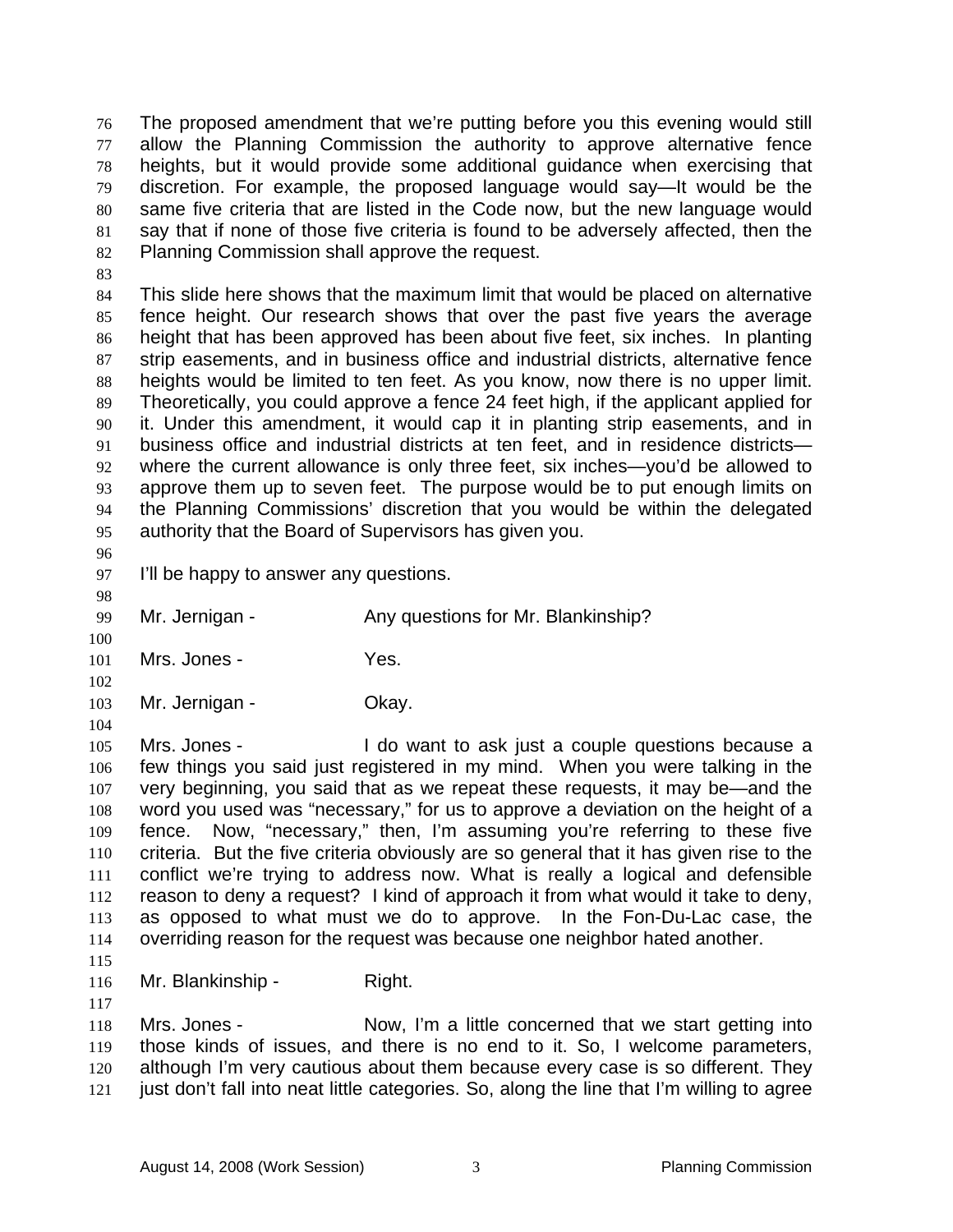The proposed amendment that we're putting before you this evening would still allow the Planning Commission the authority to approve alternative fence heights, but it would provide some additional guidance when exercising that discretion. For example, the proposed language would say—It would be the same five criteria that are listed in the Code now, but the new language would say that if none of those five criteria is found to be adversely affected, then the Planning Commission shall approve the request.

This slide here shows that the maximum limit that would be placed on alternative fence height. Our research shows that over the past five years the average height that has been approved has been about five feet, six inches. In planting strip easements, and in business office and industrial districts, alternative fence heights would be limited to ten feet. As you know, now there is no upper limit. Theoretically, you could approve a fence 24 feet high, if the applicant applied for it. Under this amendment, it would cap it in planting strip easements, and in business office and industrial districts at ten feet, and in residence districts—where the current allowance is only three feet, six inches—you'd be allowed to approve them up to seven feet. The purpose would be to put enough limits on the Planning Commissions' discretion that you would be within the delegated authority that the Board of Supervisors has given you.

I'll be happy to answer any questions.

Mr. Jernigan - Any questions for Mr. Blankinship?

Mrs. Jones - Yes.

Mr. Jernigan - Okay.

Mrs. Jones - I do want to ask just a couple questions because a few things you said just registered in my mind. When you were talking in the very beginning, you said that as we repeat these requests, it may be—and the word you used was "necessary," for us to approve a deviation on the height of a fence. Now, "necessary," then, I'm assuming you're referring to these five criteria. But the five criteria obviously are so general that it has given rise to the conflict we're trying to address now. What is really a logical and defensible reason to deny a request? I kind of approach it from what would it take to deny, as opposed to what must we do to approve. In the Fon-Du-Lac case, the overriding reason for the request was because one neighbor hated another.

Mr. Blankinship - Right.

Mrs. Jones - Now, I'm a little concerned that we start getting into those kinds of issues, and there is no end to it. So, I welcome parameters, although I'm very cautious about them because every case is so different. They just don't fall into neat little categories. So, along the line that I'm willing to agree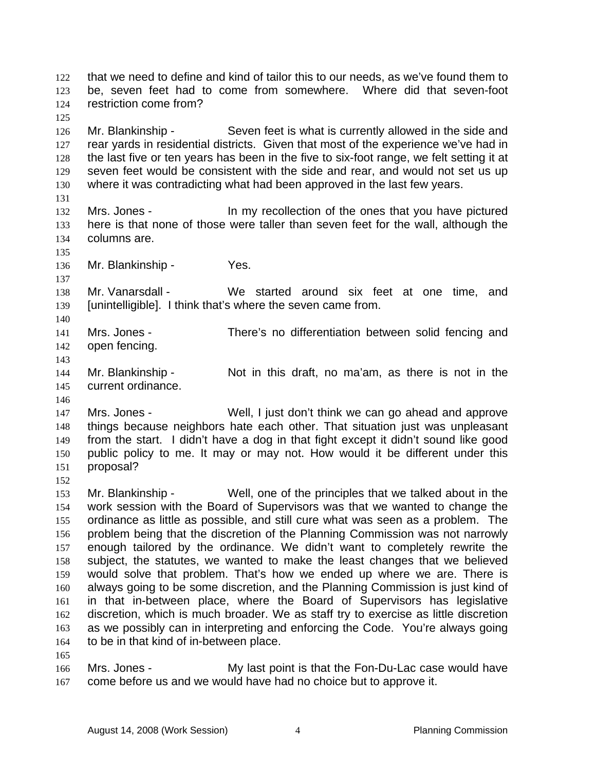that we need to define and kind of tailor this to our needs, as we've found them to be, seven feet had to come from somewhere. Where did that seven-foot restriction come from?

Mr. Blankinship - Seven feet is what is currently allowed in the side and rear yards in residential districts. Given that most of the experience we've had in the last five or ten years has been in the five to six-foot range, we felt setting it at seven feet would be consistent with the side and rear, and would not set us up where it was contradicting what had been approved in the last few years.

Mrs. Jones - In my recollection of the ones that you have pictured here is that none of those were taller than seven feet for the wall, although the columns are.

Mr. Blankinship - Yes.

Mr. Vanarsdall - We started around six feet at one time, and [unintelligible]. I think that's where the seven came from.

Mrs. Jones - There's no differentiation between solid fencing and open fencing.

Mr. Blankinship - Not in this draft, no ma'am, as there is not in the current ordinance.

Mrs. Jones - Well, I just don't think we can go ahead and approve things because neighbors hate each other. That situation just was unpleasant from the start. I didn't have a dog in that fight except it didn't sound like good public policy to me. It may or may not. How would it be different under this proposal?

Mr. Blankinship - Well, one of the principles that we talked about in the work session with the Board of Supervisors was that we wanted to change the ordinance as little as possible, and still cure what was seen as a problem. The problem being that the discretion of the Planning Commission was not narrowly enough tailored by the ordinance. We didn't want to completely rewrite the subject, the statutes, we wanted to make the least changes that we believed would solve that problem. That's how we ended up where we are. There is always going to be some discretion, and the Planning Commission is just kind of in that in-between place, where the Board of Supervisors has legislative discretion, which is much broader. We as staff try to exercise as little discretion as we possibly can in interpreting and enforcing the Code. You're always going to be in that kind of in-between place.

Mrs. Jones - My last point is that the Fon-Du-Lac case would have come before us and we would have had no choice but to approve it.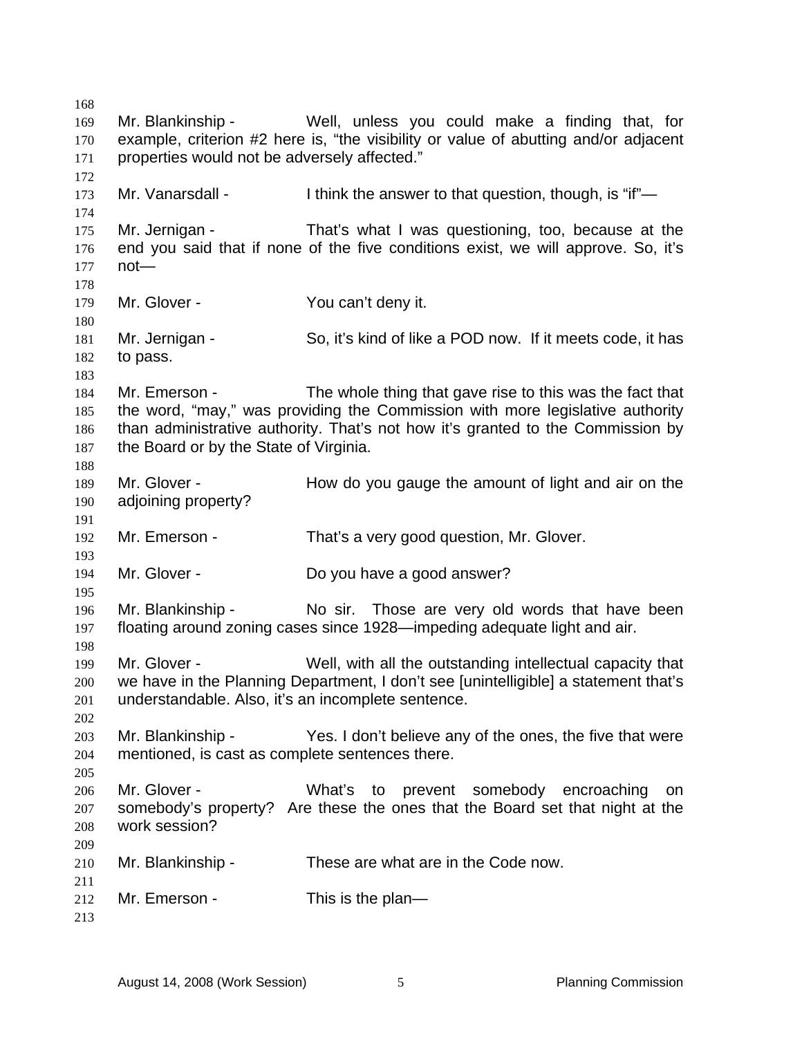Mr. Blankinship - Well, unless you could make a finding that, for example, criterion #2 here is, "the visibility or value of abutting and/or adjacent properties would not be adversely affected."

Mr. Vanarsdall - I think the answer to that question, though, is "if"—

Mr. Jernigan - That's what I was questioning, too, because at the end you said that if none of the five conditions exist, we will approve. So, it's not—

Mr. Glover - You can't deny it.

Mr. Jernigan - So, it's kind of like a POD now. If it meets code, it has to pass.

Mr. Emerson - The whole thing that gave rise to this was the fact that the word, "may," was providing the Commission with more legislative authority than administrative authority. That's not how it's granted to the Commission by the Board or by the State of Virginia.

Mr. Glover - How do you gauge the amount of light and air on the adjoining property?

Mr. Emerson - That's a very good question, Mr. Glover.

Mr. Glover - Do you have a good answer?

Mr. Blankinship - No sir. Those are very old words that have been floating around zoning cases since 1928—impeding adequate light and air.

Mr. Glover - Well, with all the outstanding intellectual capacity that we have in the Planning Department, I don't see [unintelligible] a statement that's understandable. Also, it's an incomplete sentence.

Mr. Blankinship - Yes. I don't believe any of the ones, the five that were mentioned, is cast as complete sentences there.

Mr. Glover - What's to prevent somebody encroaching on somebody's property? Are these the ones that the Board set that night at the work session?

Mr. Blankinship - These are what are in the Code now.

Mr. Emerson - This is the plan—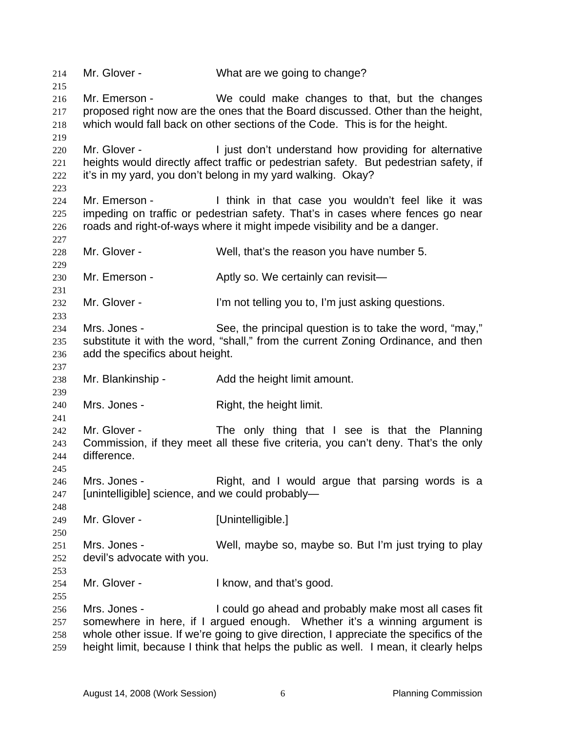Mr. Glover - What are we going to change?

Mr. Emerson - We could make changes to that, but the changes proposed right now are the ones that the Board discussed. Other than the height, which would fall back on other sections of the Code. This is for the height.

Mr. Glover - I just don't understand how providing for alternative heights would directly affect traffic or pedestrian safety. But pedestrian safety, if it's in my yard, you don't belong in my yard walking. Okay?

Mr. Emerson - I think in that case you wouldn't feel like it was impeding on traffic or pedestrian safety. That's in cases where fences go near roads and right-of-ways where it might impede visibility and be a danger.

Mr. Glover - Well, that's the reason you have number 5.

Mr. Emerson - Aptly so. We certainly can revisit—

Mr. Glover - I'm not telling you to, I'm just asking questions.

Mrs. Jones - See, the principal question is to take the word, "may," substitute it with the word, "shall," from the current Zoning Ordinance, and then add the specifics about height.

Mr. Blankinship - Add the height limit amount.

Mrs. Jones - Right, the height limit.

Mr. Glover - The only thing that I see is that the Planning Commission, if they meet all these five criteria, you can't deny. That's the only difference.

Mrs. Jones - Right, and I would argue that parsing words is a [unintelligible] science, and we could probably—

Mr. Glover - [Unintelligible.]

Mrs. Jones - Well, maybe so, maybe so. But I'm just trying to play devil's advocate with you.

Mr. Glover - I know, and that's good.

Mrs. Jones - I could go ahead and probably make most all cases fit somewhere in here, if I argued enough. Whether it's a winning argument is whole other issue. If we're going to give direction, I appreciate the specifics of the height limit, because I think that helps the public as well. I mean, it clearly helps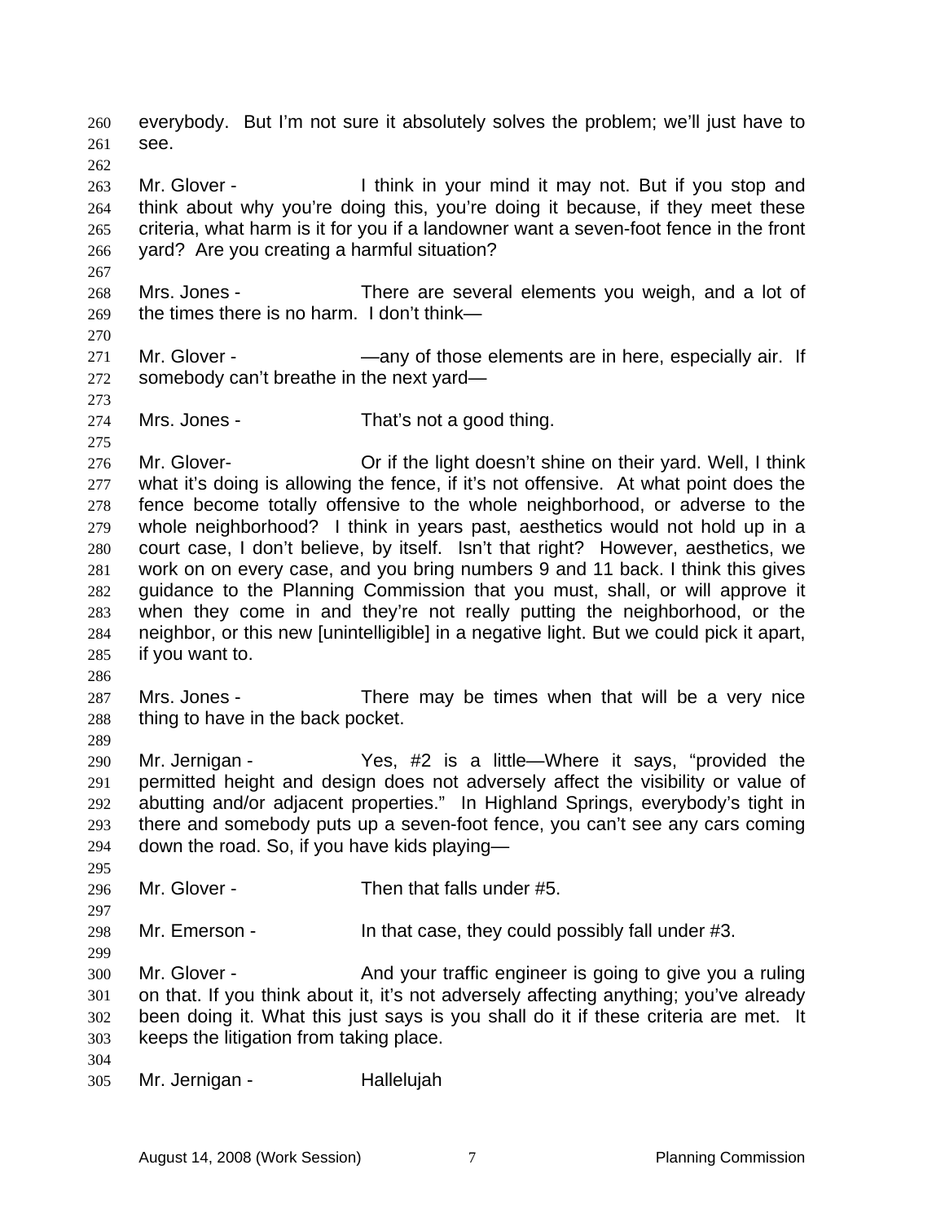everybody. But I'm not sure it absolutely solves the problem; we'll just have to see.

Mr. Glover - I think in your mind it may not. But if you stop and think about why you're doing this, you're doing it because, if they meet these criteria, what harm is it for you if a landowner want a seven-foot fence in the front yard? Are you creating a harmful situation?

Mrs. Jones - There are several elements you weigh, and a lot of the times there is no harm. I don't think—

Mr. Glover - —any of those elements are in here, especially air. If somebody can't breathe in the next yard—

Mrs. Jones - That's not a good thing.

Mr. Glover- Or if the light doesn't shine on their yard. Well, I think what it's doing is allowing the fence, if it's not offensive. At what point does the fence become totally offensive to the whole neighborhood, or adverse to the whole neighborhood? I think in years past, aesthetics would not hold up in a court case, I don't believe, by itself. Isn't that right? However, aesthetics, we work on on every case, and you bring numbers 9 and 11 back. I think this gives guidance to the Planning Commission that you must, shall, or will approve it when they come in and they're not really putting the neighborhood, or the neighbor, or this new [unintelligible] in a negative light. But we could pick it apart, if you want to.

Mrs. Jones - There may be times when that will be a very nice thing to have in the back pocket.

Mr. Jernigan - Yes, #2 is a little—Where it says, "provided the permitted height and design does not adversely affect the visibility or value of abutting and/or adjacent properties." In Highland Springs, everybody's tight in there and somebody puts up a seven-foot fence, you can't see any cars coming down the road. So, if you have kids playing—

Mr. Glover - Then that falls under #5.

Mr. Emerson - In that case, they could possibly fall under #3.

Mr. Glover - And your traffic engineer is going to give you a ruling on that. If you think about it, it's not adversely affecting anything; you've already been doing it. What this just says is you shall do it if these criteria are met. It keeps the litigation from taking place.

Mr. Jernigan - Hallelujah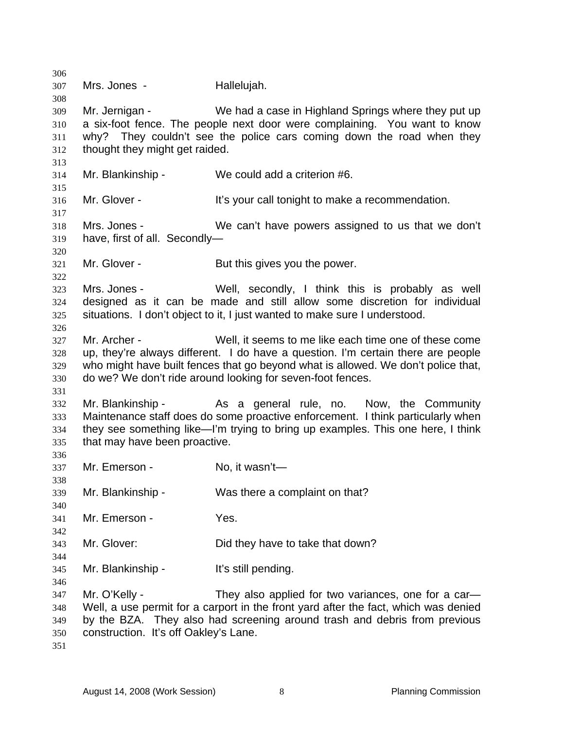Mrs. Jones - Hallelujah.

Mr. Jernigan - We had a case in Highland Springs where they put up a six-foot fence. The people next door were complaining. You want to know why? They couldn't see the police cars coming down the road when they thought they might get raided.

Mr. Blankinship - We could add a criterion #6.

Mr. Glover - It's your call tonight to make a recommendation.

Mrs. Jones - We can't have powers assigned to us that we don't have, first of all. Secondly—

Mr. Glover - But this gives you the power.

Mrs. Jones - Well, secondly, I think this is probably as well designed as it can be made and still allow some discretion for individual situations. I don't object to it, I just wanted to make sure I understood.

Mr. Archer - Well, it seems to me like each time one of these come up, they're always different. I do have a question. I'm certain there are people who might have built fences that go beyond what is allowed. We don't police that, do we? We don't ride around looking for seven-foot fences.

Mr. Blankinship - As a general rule, no. Now, the Community Maintenance staff does do some proactive enforcement. I think particularly when they see something like—I'm trying to bring up examples. This one here, I think that may have been proactive.

Mr. Emerson - No, it wasn't—

Mr. Blankinship - Was there a complaint on that?

Mr. Emerson - Yes.

Mr. Glover: Did they have to take that down?

Mr. Blankinship - It's still pending.

Mr. O'Kelly - They also applied for two variances, one for a car— Well, a use permit for a carport in the front yard after the fact, which was denied by the BZA. They also had screening around trash and debris from previous construction. It's off Oakley's Lane.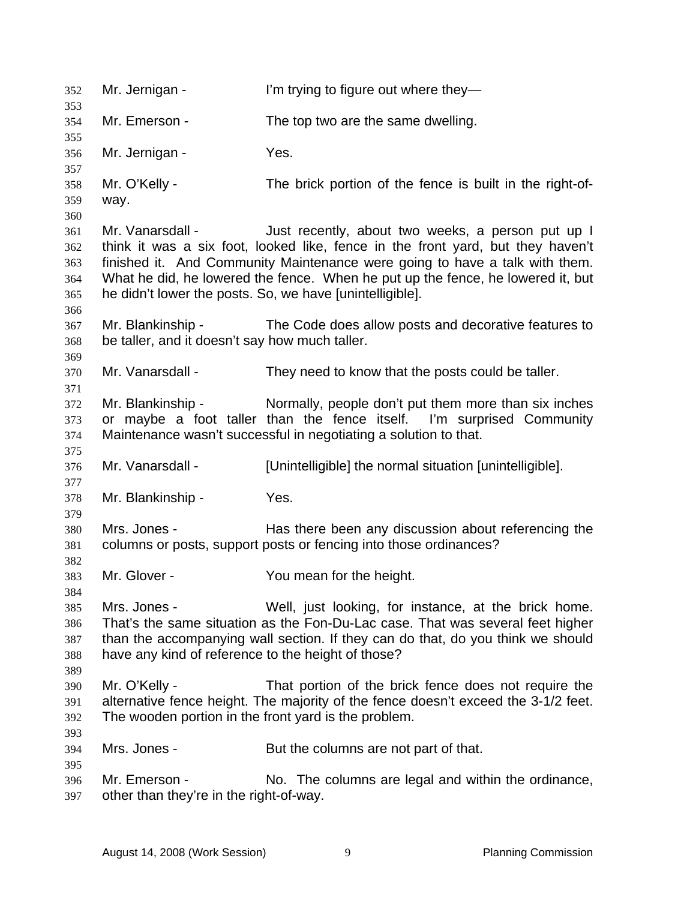Mr. Jernigan - I'm trying to figure out where they—

Mr. Emerson - The top two are the same dwelling.

Mr. Jernigan - Yes.

Mr. O'Kelly - The brick portion of the fence is built in the right-of-way.

Mr. Vanarsdall - Just recently, about two weeks, a person put up I think it was a six foot, looked like, fence in the front yard, but they haven't finished it. And Community Maintenance were going to have a talk with them. What he did, he lowered the fence. When he put up the fence, he lowered it, but he didn't lower the posts. So, we have [unintelligible].

Mr. Blankinship - The Code does allow posts and decorative features to be taller, and it doesn't say how much taller.

Mr. Vanarsdall - They need to know that the posts could be taller.

Mr. Blankinship - Normally, people don't put them more than six inches or maybe a foot taller than the fence itself. I'm surprised Community Maintenance wasn't successful in negotiating a solution to that.

Mr. Vanarsdall - [Unintelligible] the normal situation [unintelligible].

Mr. Blankinship - Yes.

Mrs. Jones - Has there been any discussion about referencing the columns or posts, support posts or fencing into those ordinances?

Mr. Glover - You mean for the height.

Mrs. Jones - Well, just looking, for instance, at the brick home. That's the same situation as the Fon-Du-Lac case. That was several feet higher than the accompanying wall section. If they can do that, do you think we should have any kind of reference to the height of those?

Mr. O'Kelly - That portion of the brick fence does not require the alternative fence height. The majority of the fence doesn't exceed the 3-1/2 feet. The wooden portion in the front yard is the problem.

Mrs. Jones - But the columns are not part of that.

Mr. Emerson - No. The columns are legal and within the ordinance, other than they're in the right-of-way.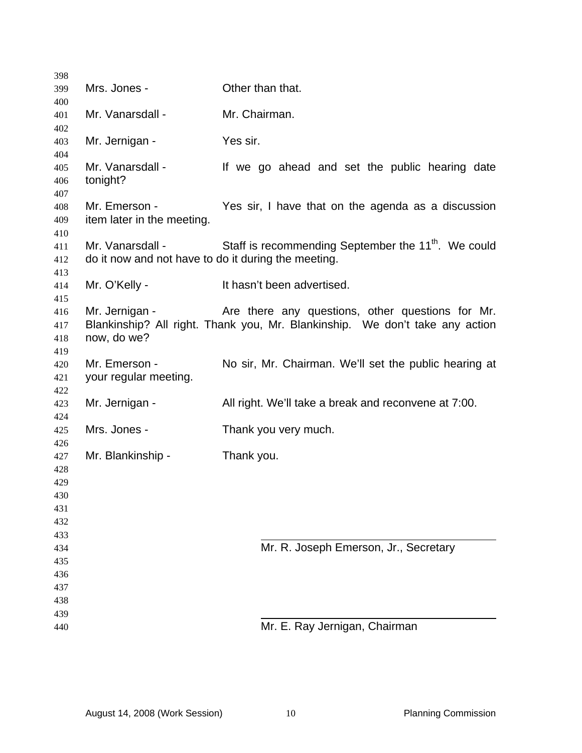Mrs. Jones - Other than that.

Mr. Vanarsdall - Mr. Chairman.

Mr. Jernigan - Yes sir.

Mr. Vanarsdall - If we go ahead and set the public hearing date tonight?

Mr. Emerson - Yes sir, I have that on the agenda as a discussion item later in the meeting.

Mr. Vanarsdall - Staff is recommending September the 11th. We could do it now and not have to do it during the meeting.

Mr. O'Kelly - It hasn't been advertised.

Mr. Jernigan - Are there any questions, other questions for Mr. Blankinship? All right. Thank you, Mr. Blankinship. We don't take any action now, do we?

Mr. Emerson - No sir, Mr. Chairman. We'll set the public hearing at your regular meeting.

Mr. Jernigan - All right. We'll take a break and reconvene at 7:00.

Mrs. Jones - Thank you very much.

Mr. Blankinship - Thank you.

\_\_\_\_\_\_\_\_\_\_\_\_\_\_\_\_\_\_\_\_\_\_\_\_\_\_\_\_\_\_\_\_\_\_\_\_

Mr. R. Joseph Emerson, Jr., Secretary

\_\_\_\_\_\_\_\_\_\_\_\_\_\_\_\_\_\_\_\_\_\_\_\_\_\_\_\_\_\_\_\_\_\_\_\_

Mr. E. Ray Jernigan, Chairman